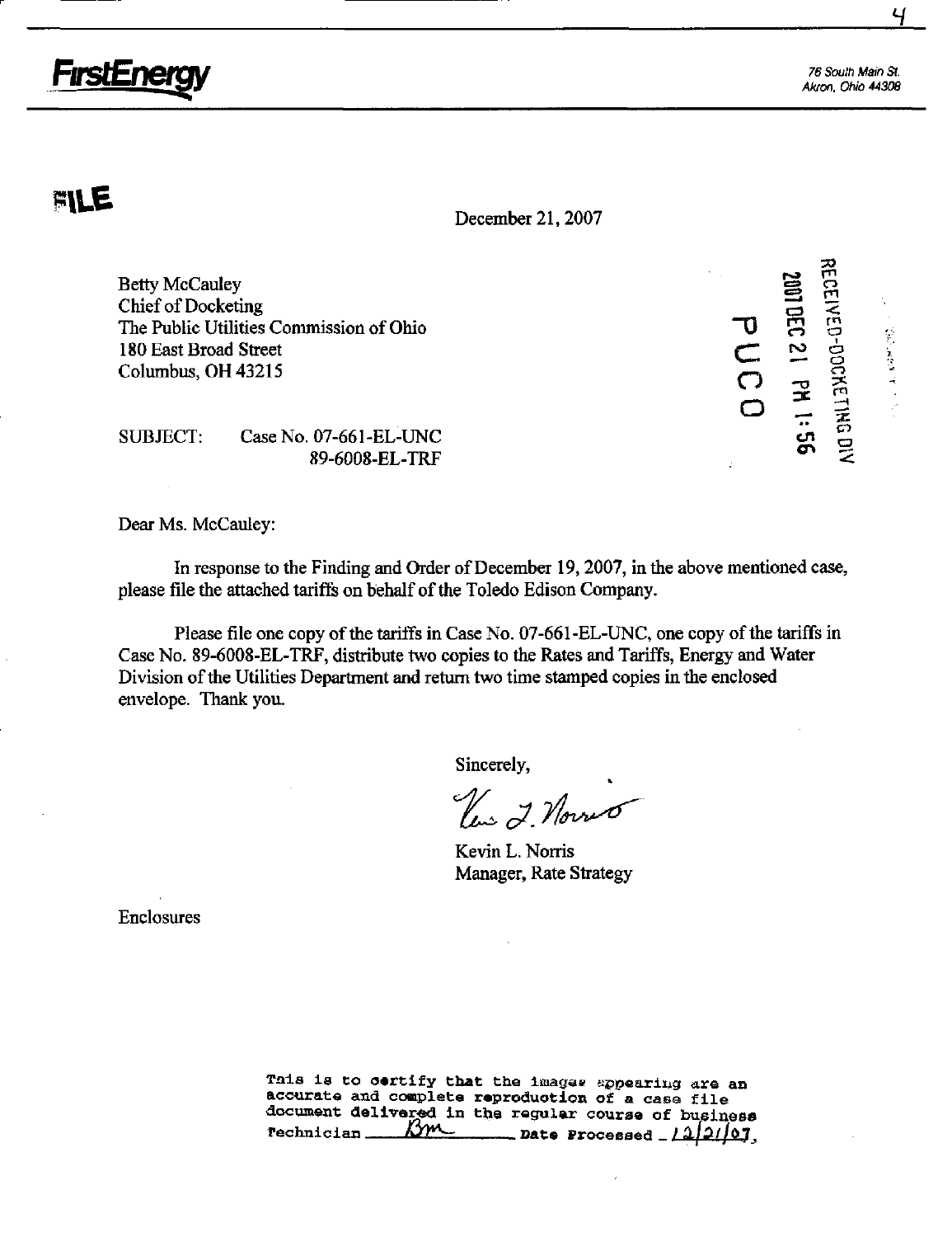**FirstEnergy**

76 South Main St.
Akron, Ohio 44308

FILE

December 21, 2007

RECEIVED-DOCKETING DIV
2007 DEC 21 PM 1:56
PUCO

Betty McCauley
Chief of Docketing
The Public Utilities Commission of Ohio
180 East Broad Street
Columbus, OH 43215

SUBJECT: Case No. 07-661-EL-UNC
89-6008-EL-TRF

Dear Ms. McCauley:

In response to the Finding and Order of December 19, 2007, in the above mentioned case, please file the attached tariffs on behalf of the Toledo Edison Company.

Please file one copy of the tariffs in Case No. 07-661-EL-UNC, one copy of the tariffs in Case No. 89-6008-EL-TRF, distribute two copies to the Rates and Tariffs, Energy and Water Division of the Utilities Department and return two time stamped copies in the enclosed envelope. Thank you.

Sincerely,

Kevin L. Norris
Manager, Rate Strategy

Enclosures

This is to certify that the images appearing are an accurate and complete reproduction of a case file document delivered in the regular course of business
Technician BM Date Processed 12/21/07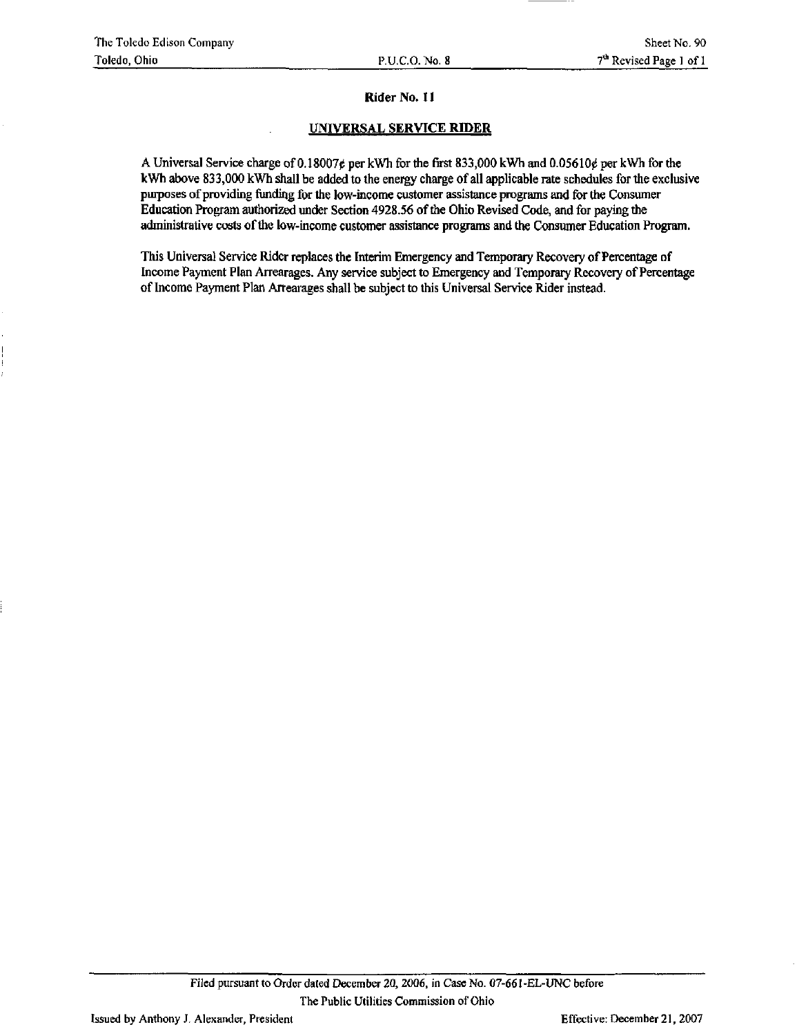## Rider No. 11

## UNIVERSAL SERVICE RIDER

A Universal Service charge of 0.18007¢ per kWh for the first 833,000 kWh and 0.05610¢ per kWh for the kWh above 833,000 kWh shall be added to the energy charge of all applicable rate schedules for the exclusive purposes of providing funding for the low-income customer assistance programs and for the Consumer Education Program authorized under Section 4928.56 of the Ohio Revised Code, and for paying the administrative costs of the low-income customer assistance programs and the Consumer Education Program.

This Universal Service Rider replaces the Interim Emergency and Temporary Recovery of Percentage of Income Payment Plan Arrearages. Any service subject to Emergency and Temporary Recovery of Percentage of Income Payment Plan Arrearages shall be subject to this Universal Service Rider instead.

Filed pursuant to Order dated December 20, 2006, in Case No. 07-661-EL-UNC before The Public Utilities Commission of Ohio

Issued by Anthony J. Alexander, President

Effective: December 21, 2007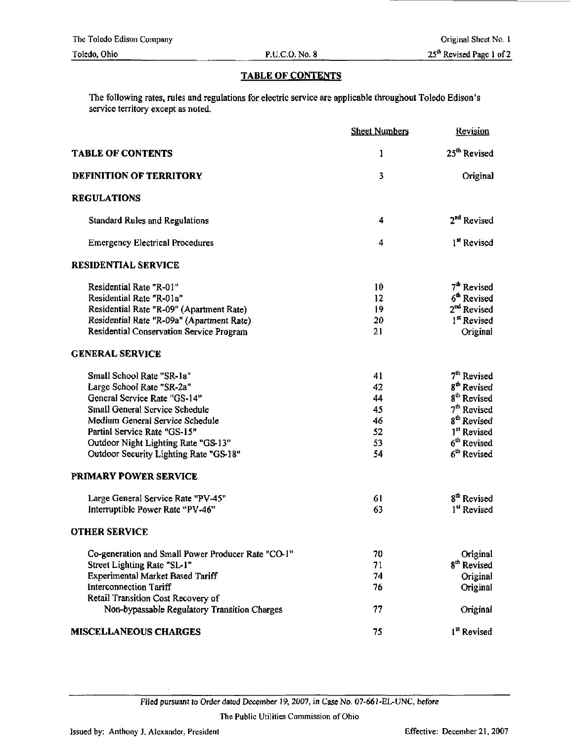## TABLE OF CONTENTS

The following rates, rules and regulations for electric service are applicable throughout Toledo Edison's service territory except as noted.

| | Sheet Numbers | Revision |
|---|---|---|
| **TABLE OF CONTENTS** | 1 | 25th Revised |
| **DEFINITION OF TERRITORY** | 3 | Original |
| **REGULATIONS** | | |
| Standard Rules and Regulations | 4 | 2nd Revised |
| Emergency Electrical Procedures | 4 | 1st Revised |
| **RESIDENTIAL SERVICE** | | |
| Residential Rate "R-01" | 10 | 7th Revised |
| Residential Rate "R-01a" | 12 | 6th Revised |
| Residential Rate "R-09" (Apartment Rate) | 19 | 2nd Revised |
| Residential Rate "R-09a" (Apartment Rate) | 20 | 1st Revised |
| Residential Conservation Service Program | 21 | Original |
| **GENERAL SERVICE** | | |
| Small School Rate "SR-1a" | 41 | 7th Revised |
| Large School Rate "SR-2a" | 42 | 8th Revised |
| General Service Rate "GS-14" | 44 | 8th Revised |
| Small General Service Schedule | 45 | 7th Revised |
| Medium General Service Schedule | 46 | 8th Revised |
| Partial Service Rate "GS-15" | 52 | 1st Revised |
| Outdoor Night Lighting Rate "GS-13" | 53 | 6th Revised |
| Outdoor Security Lighting Rate "GS-18" | 54 | 6th Revised |
| **PRIMARY POWER SERVICE** | | |
| Large General Service Rate "PV-45" | 61 | 8th Revised |
| Interruptible Power Rate "PV-46" | 63 | 1st Revised |
| **OTHER SERVICE** | | |
| Co-generation and Small Power Producer Rate "CO-1" | 70 | Original |
| Street Lighting Rate "SL-1" | 71 | 8th Revised |
| Experimental Market Based Tariff | 74 | Original |
| Interconnection Tariff | 76 | Original |
| Retail Transition Cost Recovery of Non-bypassable Regulatory Transition Charges | 77 | Original |
| **MISCELLANEOUS CHARGES** | 75 | 1st Revised |

*Filed pursuant to Order dated December 19, 2007, in Case No. 07-661-EL-UNC, before*

The Public Utilities Commission of Ohio

Issued by: Anthony J. Alexander, President

Effective: December 21, 2007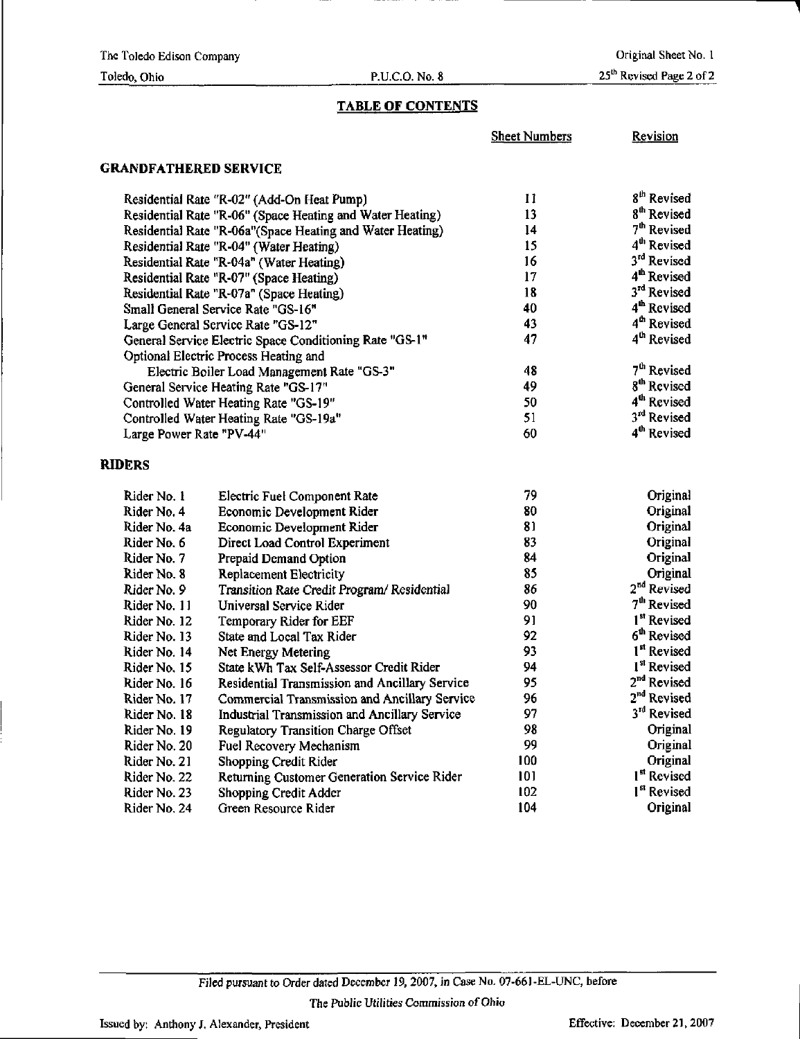## TABLE OF CONTENTS

| | Sheet Numbers | Revision |
|---|---|---|
| **GRANDFATHERED SERVICE** | | |
| Residential Rate "R-02" (Add-On Heat Pump) | 11 | 8th Revised |
| Residential Rate "R-06" (Space Heating and Water Heating) | 13 | 8th Revised |
| Residential Rate "R-06a"(Space Heating and Water Heating) | 14 | 7th Revised |
| Residential Rate "R-04" (Water Heating) | 15 | 4th Revised |
| Residential Rate "R-04a" (Water Heating) | 16 | 3rd Revised |
| Residential Rate "R-07" (Space Heating) | 17 | 4th Revised |
| Residential Rate "R-07a" (Space Heating) | 18 | 3rd Revised |
| Small General Service Rate "GS-16" | 40 | 4th Revised |
| Large General Service Rate "GS-12" | 43 | 4th Revised |
| General Service Electric Space Conditioning Rate "GS-1" | 47 | 4th Revised |
| Optional Electric Process Heating and Electric Boiler Load Management Rate "GS-3" | 48 | 7th Revised |
| General Service Heating Rate "GS-17" | 49 | 8th Revised |
| Controlled Water Heating Rate "GS-19" | 50 | 4th Revised |
| Controlled Water Heating Rate "GS-19a" | 51 | 3rd Revised |
| Large Power Rate "PV-44" | 60 | 4th Revised |

**RIDERS**

| | | | |
|---|---|---|---|
| Rider No. 1 | Electric Fuel Component Rate | 79 | Original |
| Rider No. 4 | Economic Development Rider | 80 | Original |
| Rider No. 4a | Economic Development Rider | 81 | Original |
| Rider No. 6 | Direct Load Control Experiment | 83 | Original |
| Rider No. 7 | Prepaid Demand Option | 84 | Original |
| Rider No. 8 | Replacement Electricity | 85 | Original |
| Rider No. 9 | Transition Rate Credit Program/ Residential | 86 | 2nd Revised |
| Rider No. 11 | Universal Service Rider | 90 | 7th Revised |
| Rider No. 12 | Temporary Rider for EEF | 91 | 1st Revised |
| Rider No. 13 | State and Local Tax Rider | 92 | 6th Revised |
| Rider No. 14 | Net Energy Metering | 93 | 1st Revised |
| Rider No. 15 | State kWh Tax Self-Assessor Credit Rider | 94 | 1st Revised |
| Rider No. 16 | Residential Transmission and Ancillary Service | 95 | 2nd Revised |
| Rider No. 17 | Commercial Transmission and Ancillary Service | 96 | 2nd Revised |
| Rider No. 18 | Industrial Transmission and Ancillary Service | 97 | 3rd Revised |
| Rider No. 19 | Regulatory Transition Charge Offset | 98 | Original |
| Rider No. 20 | Fuel Recovery Mechanism | 99 | Original |
| Rider No. 21 | Shopping Credit Rider | 100 | Original |
| Rider No. 22 | Returning Customer Generation Service Rider | 101 | 1st Revised |
| Rider No. 23 | Shopping Credit Adder | 102 | 1st Revised |
| Rider No. 24 | Green Resource Rider | 104 | Original |

*Filed pursuant to Order dated December 19, 2007, in Case No. 07-661-EL-UNC, before*

*The Public Utilities Commission of Ohio*

Issued by: Anthony J. Alexander, President

Effective: December 21, 2007